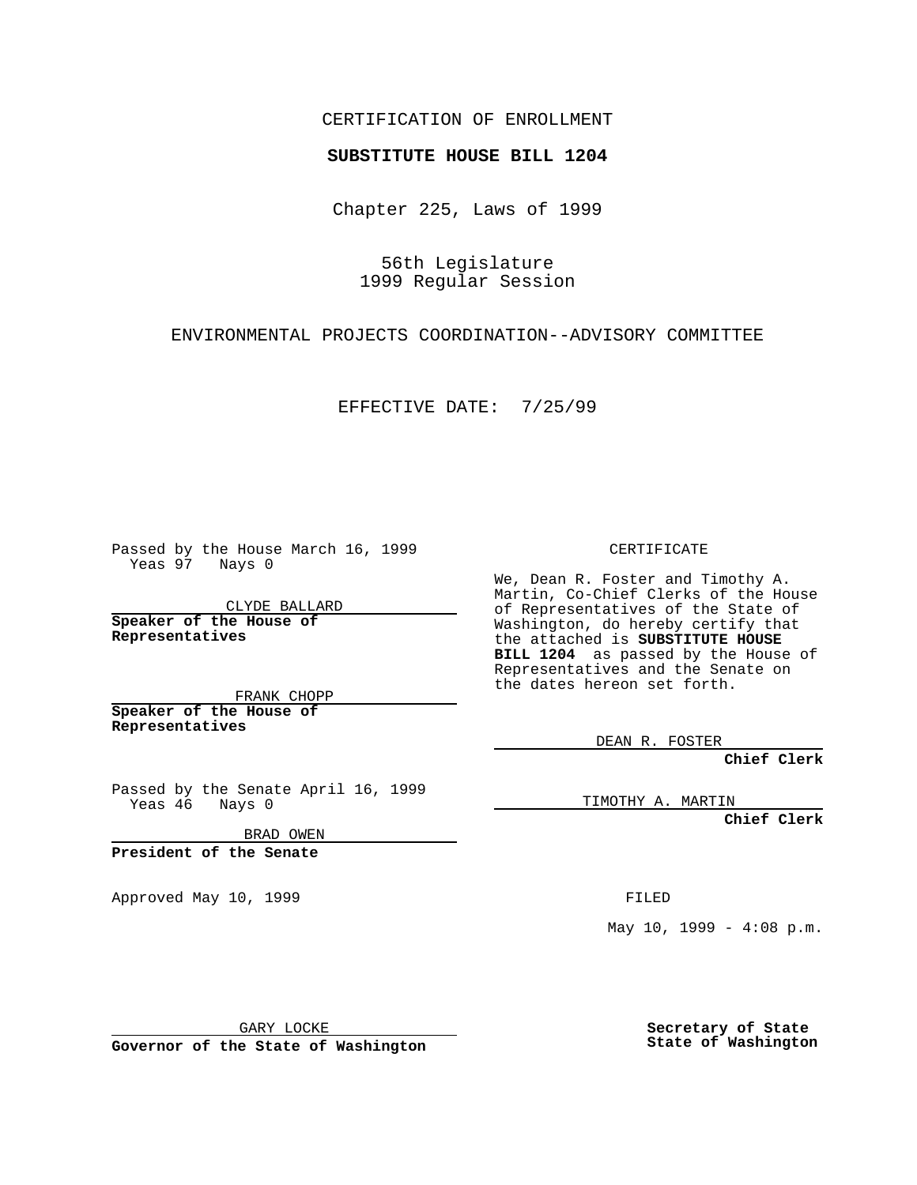CERTIFICATION OF ENROLLMENT

**SUBSTITUTE HOUSE BILL 1204**

Chapter 225, Laws of 1999

56th Legislature
1999 Regular Session

ENVIRONMENTAL PROJECTS COORDINATION--ADVISORY COMMITTEE

EFFECTIVE DATE: 7/25/99

Passed by the House March 16, 1999
Yeas 97 Nays 0

CLYDE BALLARD

**Speaker of the House of Representatives**

FRANK CHOPP

**Speaker of the House of Representatives**

Passed by the Senate April 16, 1999
Yeas 46 Nays 0

BRAD OWEN

**President of the Senate**

Approved May 10, 1999

GARY LOCKE

**Governor of the State of Washington**

CERTIFICATE

We, Dean R. Foster and Timothy A. Martin, Co-Chief Clerks of the House of Representatives of the State of Washington, do hereby certify that the attached is **SUBSTITUTE HOUSE BILL 1204** as passed by the House of Representatives and the Senate on the dates hereon set forth.

DEAN R. FOSTER

**Chief Clerk**

TIMOTHY A. MARTIN

**Chief Clerk**

FILED

May 10, 1999 - 4:08 p.m.

**Secretary of State**
**State of Washington**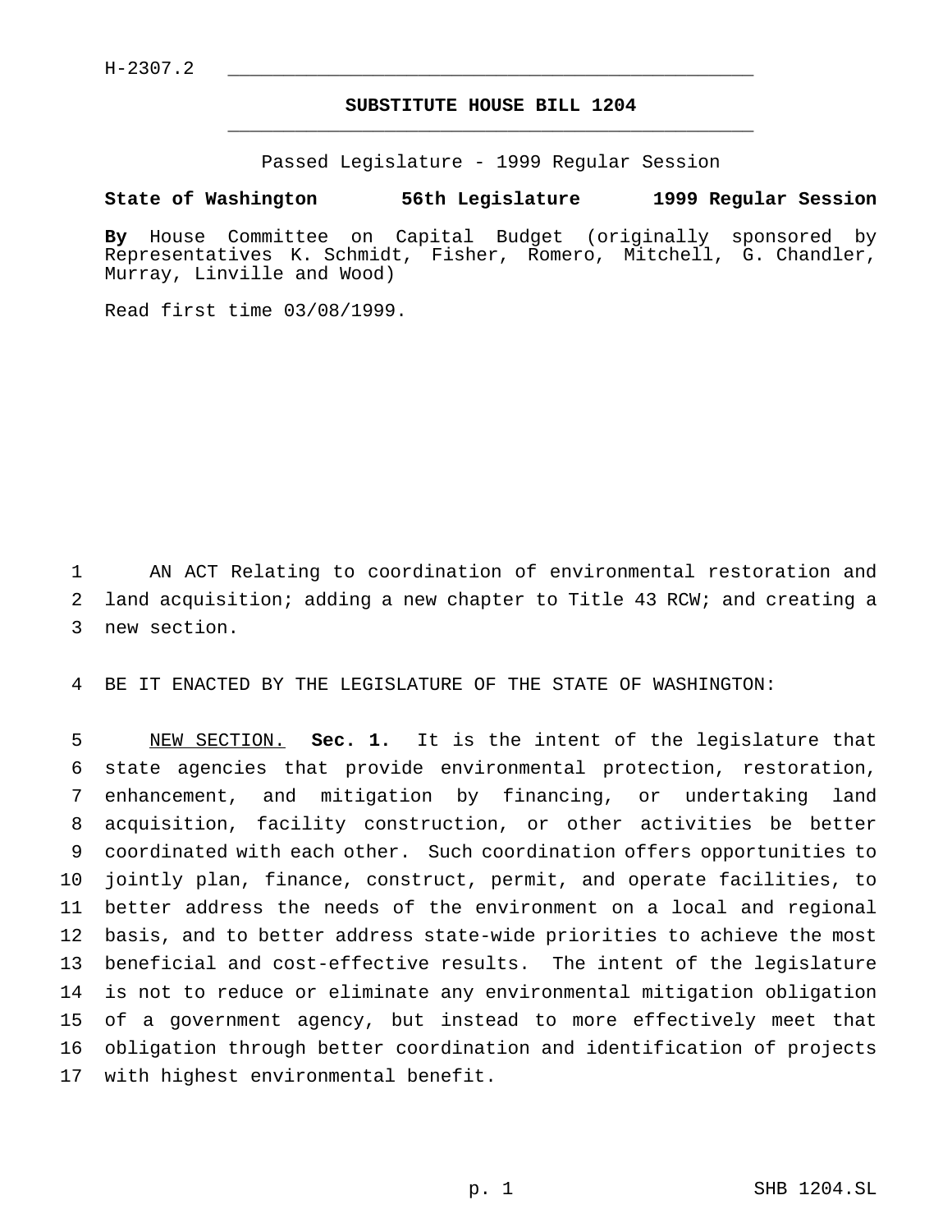H-2307.2

# SUBSTITUTE HOUSE BILL 1204

Passed Legislature - 1999 Regular Session

**State of Washington 56th Legislature 1999 Regular Session**

**By** House Committee on Capital Budget (originally sponsored by Representatives K. Schmidt, Fisher, Romero, Mitchell, G. Chandler, Murray, Linville and Wood)

Read first time 03/08/1999.

AN ACT Relating to coordination of environmental restoration and land acquisition; adding a new chapter to Title 43 RCW; and creating a new section.

BE IT ENACTED BY THE LEGISLATURE OF THE STATE OF WASHINGTON:

NEW SECTION. **Sec. 1.** It is the intent of the legislature that state agencies that provide environmental protection, restoration, enhancement, and mitigation by financing, or undertaking land acquisition, facility construction, or other activities be better coordinated with each other. Such coordination offers opportunities to jointly plan, finance, construct, permit, and operate facilities, to better address the needs of the environment on a local and regional basis, and to better address state-wide priorities to achieve the most beneficial and cost-effective results. The intent of the legislature is not to reduce or eliminate any environmental mitigation obligation of a government agency, but instead to more effectively meet that obligation through better coordination and identification of projects with highest environmental benefit.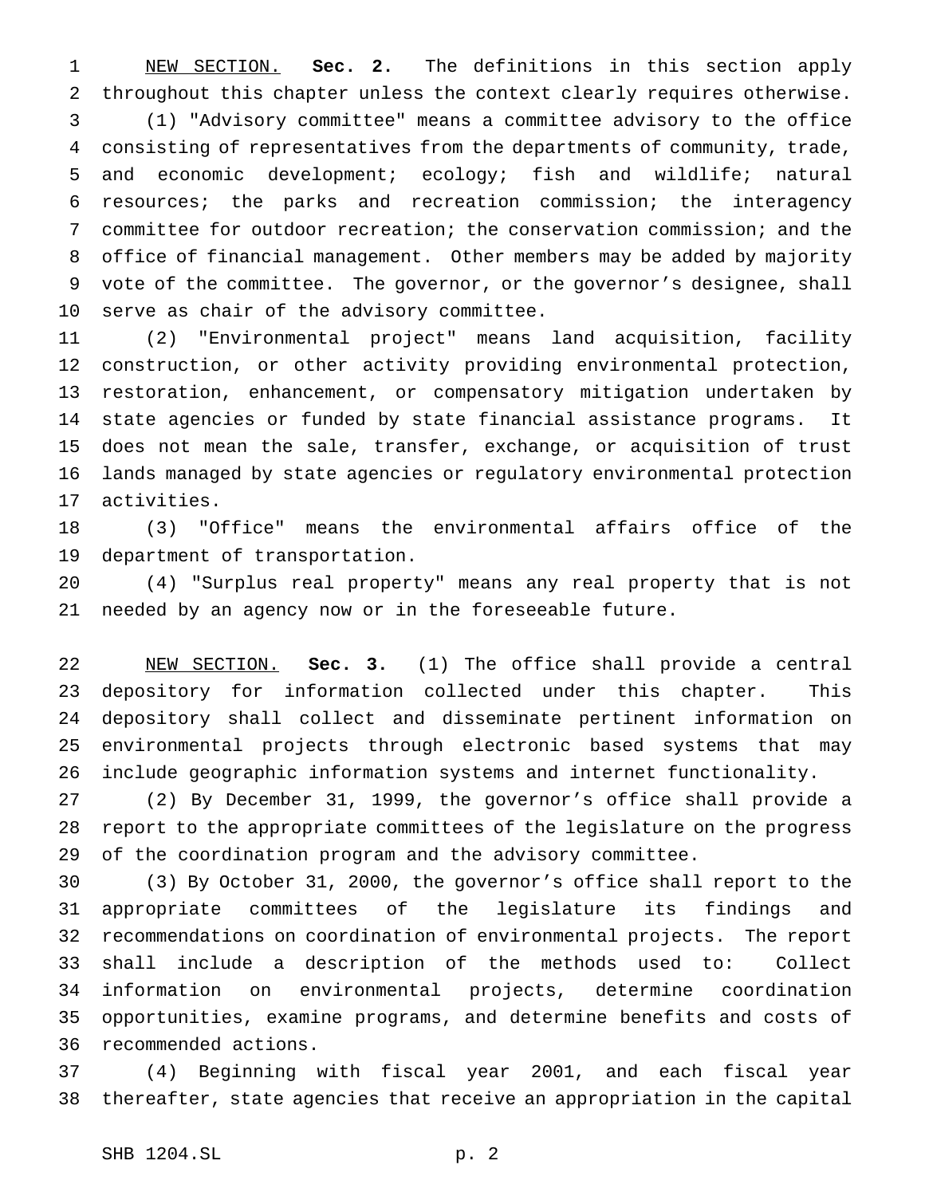NEW SECTION. **Sec. 2.** The definitions in this section apply throughout this chapter unless the context clearly requires otherwise.

(1) "Advisory committee" means a committee advisory to the office consisting of representatives from the departments of community, trade, and economic development; ecology; fish and wildlife; natural resources; the parks and recreation commission; the interagency committee for outdoor recreation; the conservation commission; and the office of financial management. Other members may be added by majority vote of the committee. The governor, or the governor's designee, shall serve as chair of the advisory committee.

(2) "Environmental project" means land acquisition, facility construction, or other activity providing environmental protection, restoration, enhancement, or compensatory mitigation undertaken by state agencies or funded by state financial assistance programs. It does not mean the sale, transfer, exchange, or acquisition of trust lands managed by state agencies or regulatory environmental protection activities.

(3) "Office" means the environmental affairs office of the department of transportation.

(4) "Surplus real property" means any real property that is not needed by an agency now or in the foreseeable future.

NEW SECTION. **Sec. 3.** (1) The office shall provide a central depository for information collected under this chapter. This depository shall collect and disseminate pertinent information on environmental projects through electronic based systems that may include geographic information systems and internet functionality.

(2) By December 31, 1999, the governor's office shall provide a report to the appropriate committees of the legislature on the progress of the coordination program and the advisory committee.

(3) By October 31, 2000, the governor's office shall report to the appropriate committees of the legislature its findings and recommendations on coordination of environmental projects. The report shall include a description of the methods used to: Collect information on environmental projects, determine coordination opportunities, examine programs, and determine benefits and costs of recommended actions.

(4) Beginning with fiscal year 2001, and each fiscal year thereafter, state agencies that receive an appropriation in the capital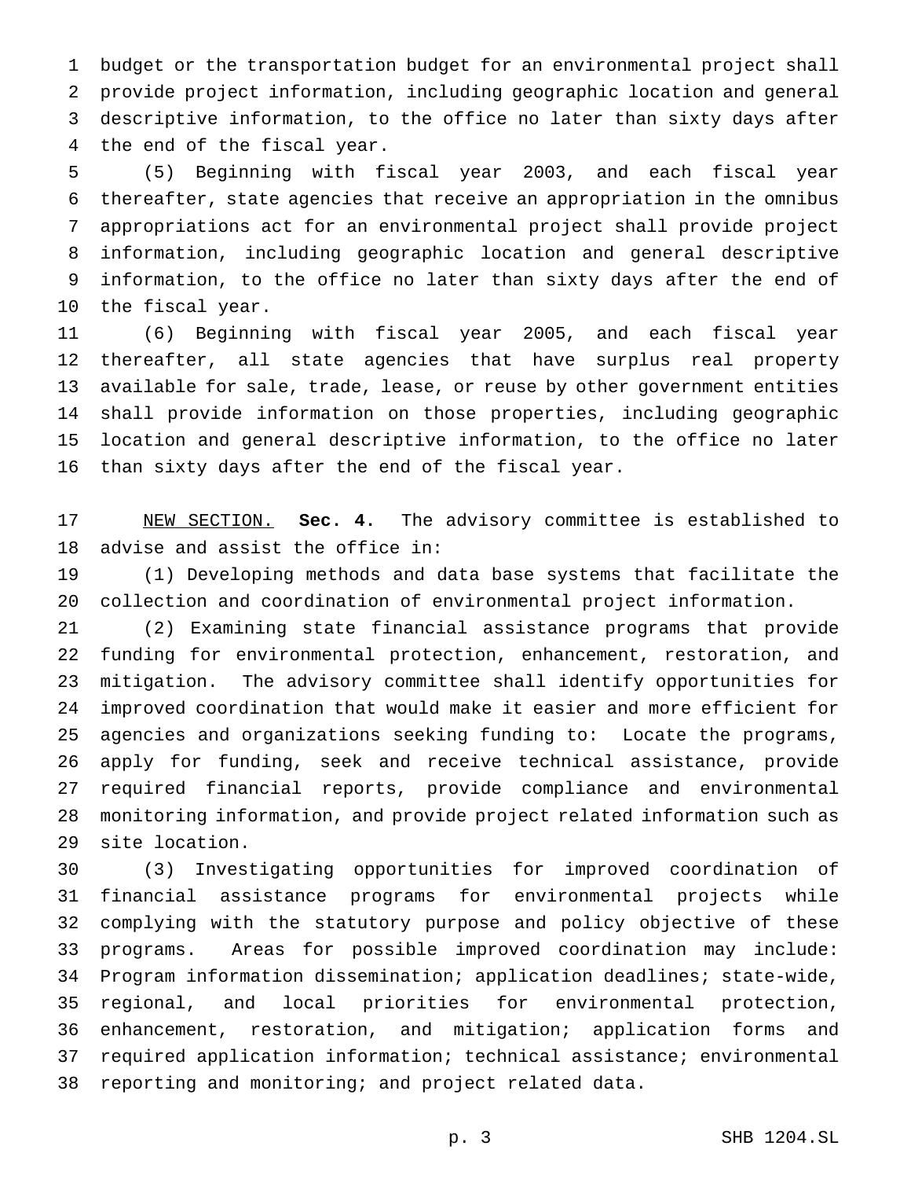budget or the transportation budget for an environmental project shall provide project information, including geographic location and general descriptive information, to the office no later than sixty days after the end of the fiscal year.

(5) Beginning with fiscal year 2003, and each fiscal year thereafter, state agencies that receive an appropriation in the omnibus appropriations act for an environmental project shall provide project information, including geographic location and general descriptive information, to the office no later than sixty days after the end of the fiscal year.

(6) Beginning with fiscal year 2005, and each fiscal year thereafter, all state agencies that have surplus real property available for sale, trade, lease, or reuse by other government entities shall provide information on those properties, including geographic location and general descriptive information, to the office no later than sixty days after the end of the fiscal year.

NEW SECTION. **Sec. 4.** The advisory committee is established to advise and assist the office in:

(1) Developing methods and data base systems that facilitate the collection and coordination of environmental project information.

(2) Examining state financial assistance programs that provide funding for environmental protection, enhancement, restoration, and mitigation. The advisory committee shall identify opportunities for improved coordination that would make it easier and more efficient for agencies and organizations seeking funding to: Locate the programs, apply for funding, seek and receive technical assistance, provide required financial reports, provide compliance and environmental monitoring information, and provide project related information such as site location.

(3) Investigating opportunities for improved coordination of financial assistance programs for environmental projects while complying with the statutory purpose and policy objective of these programs. Areas for possible improved coordination may include: Program information dissemination; application deadlines; state-wide, regional, and local priorities for environmental protection, enhancement, restoration, and mitigation; application forms and required application information; technical assistance; environmental reporting and monitoring; and project related data.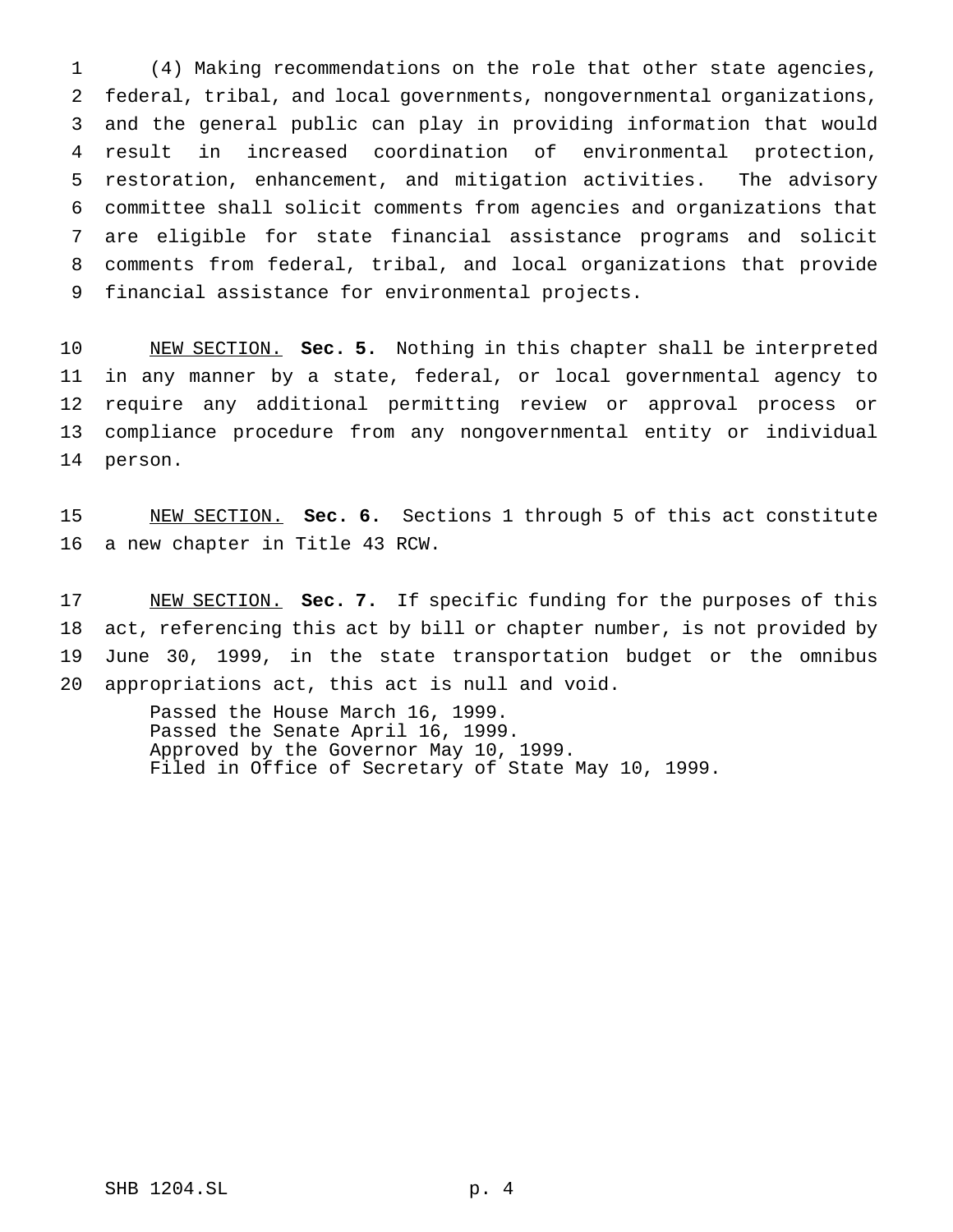(4) Making recommendations on the role that other state agencies, federal, tribal, and local governments, nongovernmental organizations, and the general public can play in providing information that would result in increased coordination of environmental protection, restoration, enhancement, and mitigation activities. The advisory committee shall solicit comments from agencies and organizations that are eligible for state financial assistance programs and solicit comments from federal, tribal, and local organizations that provide financial assistance for environmental projects.

NEW SECTION. **Sec. 5.** Nothing in this chapter shall be interpreted in any manner by a state, federal, or local governmental agency to require any additional permitting review or approval process or compliance procedure from any nongovernmental entity or individual person.

NEW SECTION. **Sec. 6.** Sections 1 through 5 of this act constitute a new chapter in Title 43 RCW.

NEW SECTION. **Sec. 7.** If specific funding for the purposes of this act, referencing this act by bill or chapter number, is not provided by June 30, 1999, in the state transportation budget or the omnibus appropriations act, this act is null and void.

Passed the House March 16, 1999.
Passed the Senate April 16, 1999.
Approved by the Governor May 10, 1999.
Filed in Office of Secretary of State May 10, 1999.